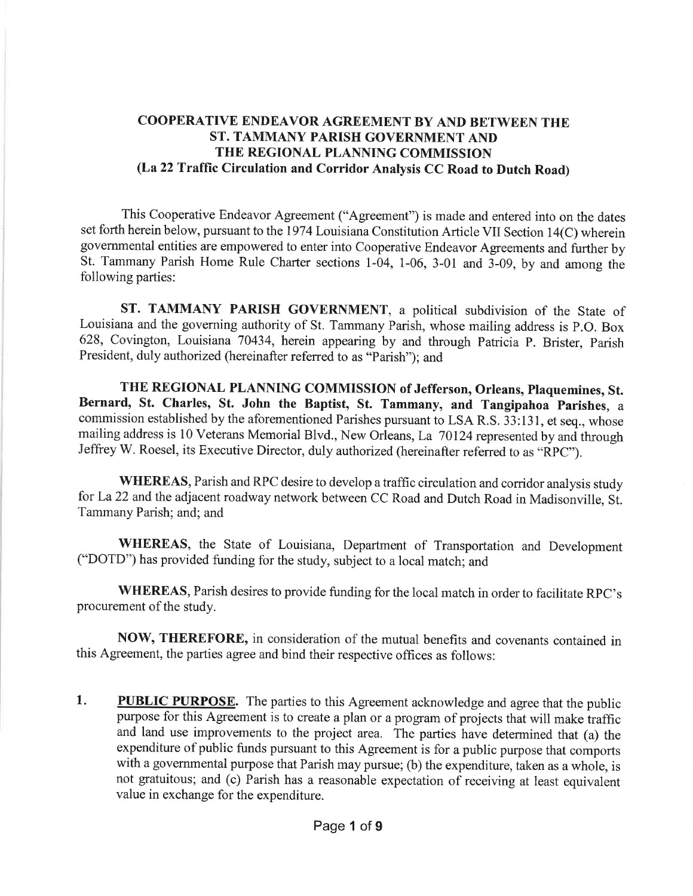**COOPERATIVE ENDEAVOR AGREEMENT BY AND BETWEEN THE ST. TAMMANY PARISH GOVERNMENT AND THE REGIONAL PLANNING COMMISSION (La 22 Traffic Circulation and Corridor Analysis CC Road to Dutch Road)**

This Cooperative Endeavor Agreement ("Agreement") is made and entered into on the dates set forth herein below, pursuant to the 1974 Louisiana Constitution Article VII Section 14(C) wherein governmental entities are empowered to enter into Cooperative Endeavor Agreements and further by St. Tammany Parish Home Rule Charter sections 1-04, 1-06, 3-01 and 3-09, by and among the following parties:

**ST. TAMMANY PARISH GOVERNMENT**, a political subdivision of the State of Louisiana and the governing authority of St. Tammany Parish, whose mailing address is P.O. Box 628, Covington, Louisiana 70434, herein appearing by and through Patricia P. Brister, Parish President, duly authorized (hereinafter referred to as "Parish"); and

**THE REGIONAL PLANNING COMMISSION of Jefferson, Orleans, Plaquemines, St. Bernard, St. Charles, St. John the Baptist, St. Tammany, and Tangipahoa Parishes**, a commission established by the aforementioned Parishes pursuant to LSA R.S. 33:131, et seq., whose mailing address is 10 Veterans Memorial Blvd., New Orleans, La 70124 represented by and through Jeffrey W. Roesel, its Executive Director, duly authorized (hereinafter referred to as "RPC").

**WHEREAS**, Parish and RPC desire to develop a traffic circulation and corridor analysis study for La 22 and the adjacent roadway network between CC Road and Dutch Road in Madisonville, St. Tammany Parish; and; and

**WHEREAS**, the State of Louisiana, Department of Transportation and Development ("DOTD") has provided funding for the study, subject to a local match; and

**WHEREAS**, Parish desires to provide funding for the local match in order to facilitate RPC's procurement of the study.

**NOW, THEREFORE,** in consideration of the mutual benefits and covenants contained in this Agreement, the parties agree and bind their respective offices as follows:

1. **PUBLIC PURPOSE.** The parties to this Agreement acknowledge and agree that the public purpose for this Agreement is to create a plan or a program of projects that will make traffic and land use improvements to the project area. The parties have determined that (a) the expenditure of public funds pursuant to this Agreement is for a public purpose that comports with a governmental purpose that Parish may pursue; (b) the expenditure, taken as a whole, is not gratuitous; and (c) Parish has a reasonable expectation of receiving at least equivalent value in exchange for the expenditure.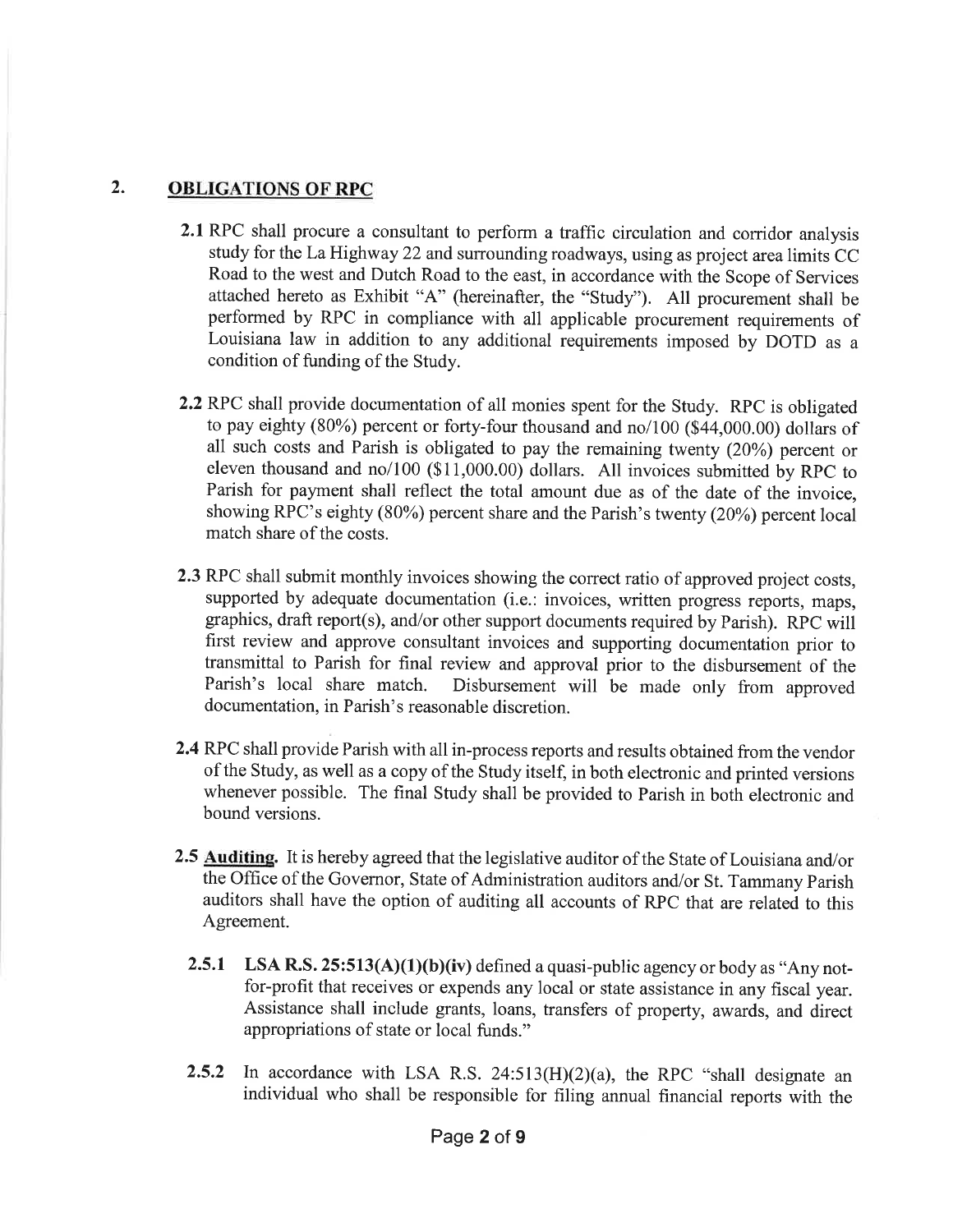## 2. OBLIGATIONS OF RPC

**2.1** RPC shall procure a consultant to perform a traffic circulation and corridor analysis study for the La Highway 22 and surrounding roadways, using as project area limits CC Road to the west and Dutch Road to the east, in accordance with the Scope of Services attached hereto as Exhibit "A" (hereinafter, the "Study"). All procurement shall be performed by RPC in compliance with all applicable procurement requirements of Louisiana law in addition to any additional requirements imposed by DOTD as a condition of funding of the Study.

**2.2** RPC shall provide documentation of all monies spent for the Study. RPC is obligated to pay eighty (80%) percent or forty-four thousand and no/100 ($44,000.00) dollars of all such costs and Parish is obligated to pay the remaining twenty (20%) percent or eleven thousand and no/100 ($11,000.00) dollars. All invoices submitted by RPC to Parish for payment shall reflect the total amount due as of the date of the invoice, showing RPC's eighty (80%) percent share and the Parish's twenty (20%) percent local match share of the costs.

**2.3** RPC shall submit monthly invoices showing the correct ratio of approved project costs, supported by adequate documentation (i.e.: invoices, written progress reports, maps, graphics, draft report(s), and/or other support documents required by Parish). RPC will first review and approve consultant invoices and supporting documentation prior to transmittal to Parish for final review and approval prior to the disbursement of the Parish's local share match. Disbursement will be made only from approved documentation, in Parish's reasonable discretion.

**2.4** RPC shall provide Parish with all in-process reports and results obtained from the vendor of the Study, as well as a copy of the Study itself, in both electronic and printed versions whenever possible. The final Study shall be provided to Parish in both electronic and bound versions.

**2.5** **Auditing.** It is hereby agreed that the legislative auditor of the State of Louisiana and/or the Office of the Governor, State of Administration auditors and/or St. Tammany Parish auditors shall have the option of auditing all accounts of RPC that are related to this Agreement.

**2.5.1** **LSA R.S. 25:513(A)(1)(b)(iv)** defined a quasi-public agency or body as "Any not-for-profit that receives or expends any local or state assistance in any fiscal year. Assistance shall include grants, loans, transfers of property, awards, and direct appropriations of state or local funds."

**2.5.2** In accordance with LSA R.S. 24:513(H)(2)(a), the RPC "shall designate an individual who shall be responsible for filing annual financial reports with the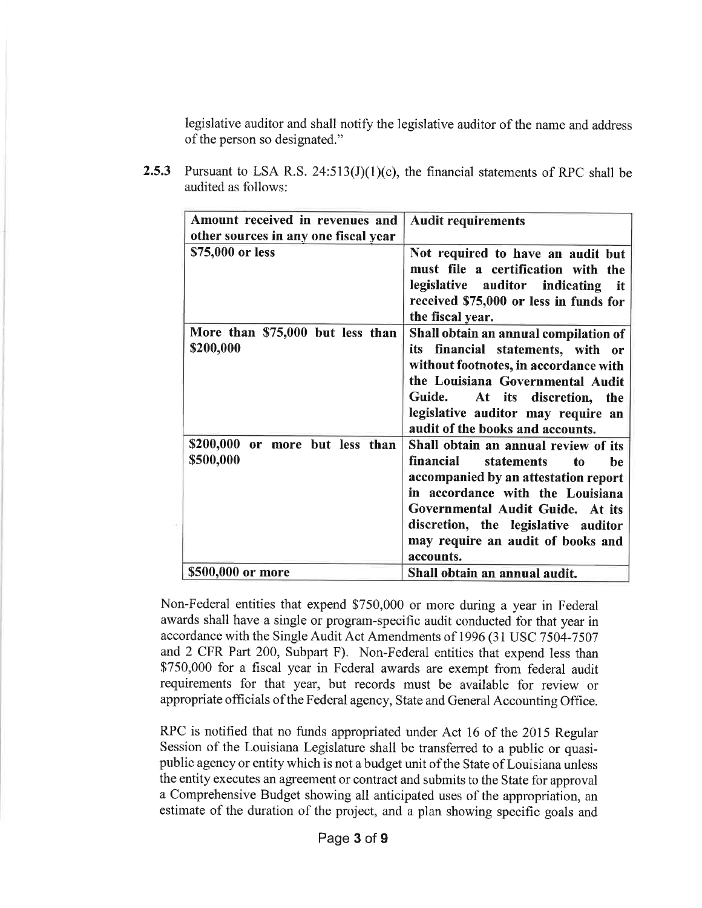legislative auditor and shall notify the legislative auditor of the name and address of the person so designated."

**2.5.3** Pursuant to LSA R.S. 24:513(J)(1)(c), the financial statements of RPC shall be audited as follows:

| **Amount received in revenues and other sources in any one fiscal year** | **Audit requirements** |
|---|---|
| **$75,000 or less** | **Not required to have an audit but must file a certification with the legislative auditor indicating it received $75,000 or less in funds for the fiscal year.** |
| **More than $75,000 but less than $200,000** | **Shall obtain an annual compilation of its financial statements, with or without footnotes, in accordance with the Louisiana Governmental Audit Guide. At its discretion, the legislative auditor may require an audit of the books and accounts.** |
| **$200,000 or more but less than $500,000** | **Shall obtain an annual review of its financial statements to be accompanied by an attestation report in accordance with the Louisiana Governmental Audit Guide. At its discretion, the legislative auditor may require an audit of books and accounts.** |
| **$500,000 or more** | **Shall obtain an annual audit.** |

Non-Federal entities that expend $750,000 or more during a year in Federal awards shall have a single or program-specific audit conducted for that year in accordance with the Single Audit Act Amendments of 1996 (31 USC 7504-7507 and 2 CFR Part 200, Subpart F). Non-Federal entities that expend less than $750,000 for a fiscal year in Federal awards are exempt from federal audit requirements for that year, but records must be available for review or appropriate officials of the Federal agency, State and General Accounting Office.

RPC is notified that no funds appropriated under Act 16 of the 2015 Regular Session of the Louisiana Legislature shall be transferred to a public or quasi-public agency or entity which is not a budget unit of the State of Louisiana unless the entity executes an agreement or contract and submits to the State for approval a Comprehensive Budget showing all anticipated uses of the appropriation, an estimate of the duration of the project, and a plan showing specific goals and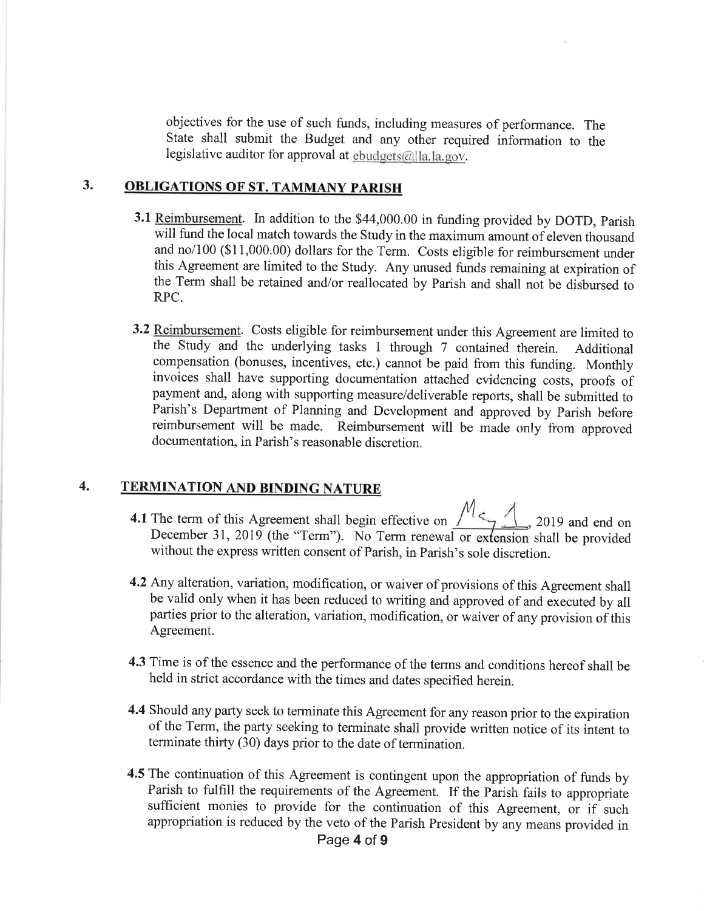objectives for the use of such funds, including measures of performance. The State shall submit the Budget and any other required information to the legislative auditor for approval at ebudgets@lla.la.gov.

## 3. OBLIGATIONS OF ST. TAMMANY PARISH

**3.1** Reimbursement. In addition to the $44,000.00 in funding provided by DOTD, Parish will fund the local match towards the Study in the maximum amount of eleven thousand and no/100 ($11,000.00) dollars for the Term. Costs eligible for reimbursement under this Agreement are limited to the Study. Any unused funds remaining at expiration of the Term shall be retained and/or reallocated by Parish and shall not be disbursed to RPC.

**3.2** Reimbursement. Costs eligible for reimbursement under this Agreement are limited to the Study and the underlying tasks 1 through 7 contained therein. Additional compensation (bonuses, incentives, etc.) cannot be paid from this funding. Monthly invoices shall have supporting documentation attached evidencing costs, proofs of payment and, along with supporting measure/deliverable reports, shall be submitted to Parish's Department of Planning and Development and approved by Parish before reimbursement will be made. Reimbursement will be made only from approved documentation, in Parish's reasonable discretion.

## 4. TERMINATION AND BINDING NATURE

**4.1** The term of this Agreement shall begin effective on May 1, 2019 and end on December 31, 2019 (the "Term"). No Term renewal or extension shall be provided without the express written consent of Parish, in Parish's sole discretion.

**4.2** Any alteration, variation, modification, or waiver of provisions of this Agreement shall be valid only when it has been reduced to writing and approved of and executed by all parties prior to the alteration, variation, modification, or waiver of any provision of this Agreement.

**4.3** Time is of the essence and the performance of the terms and conditions hereof shall be held in strict accordance with the times and dates specified herein.

**4.4** Should any party seek to terminate this Agreement for any reason prior to the expiration of the Term, the party seeking to terminate shall provide written notice of its intent to terminate thirty (30) days prior to the date of termination.

**4.5** The continuation of this Agreement is contingent upon the appropriation of funds by Parish to fulfill the requirements of the Agreement. If the Parish fails to appropriate sufficient monies to provide for the continuation of this Agreement, or if such appropriation is reduced by the veto of the Parish President by any means provided in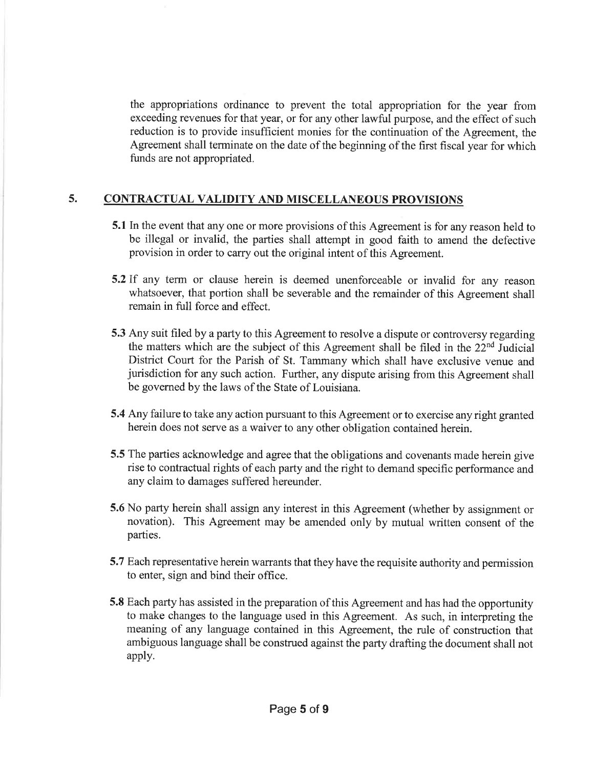the appropriations ordinance to prevent the total appropriation for the year from exceeding revenues for that year, or for any other lawful purpose, and the effect of such reduction is to provide insufficient monies for the continuation of the Agreement, the Agreement shall terminate on the date of the beginning of the first fiscal year for which funds are not appropriated.

## 5. CONTRACTUAL VALIDITY AND MISCELLANEOUS PROVISIONS

**5.1** In the event that any one or more provisions of this Agreement is for any reason held to be illegal or invalid, the parties shall attempt in good faith to amend the defective provision in order to carry out the original intent of this Agreement.

**5.2** If any term or clause herein is deemed unenforceable or invalid for any reason whatsoever, that portion shall be severable and the remainder of this Agreement shall remain in full force and effect.

**5.3** Any suit filed by a party to this Agreement to resolve a dispute or controversy regarding the matters which are the subject of this Agreement shall be filed in the 22nd Judicial District Court for the Parish of St. Tammany which shall have exclusive venue and jurisdiction for any such action. Further, any dispute arising from this Agreement shall be governed by the laws of the State of Louisiana.

**5.4** Any failure to take any action pursuant to this Agreement or to exercise any right granted herein does not serve as a waiver to any other obligation contained herein.

**5.5** The parties acknowledge and agree that the obligations and covenants made herein give rise to contractual rights of each party and the right to demand specific performance and any claim to damages suffered hereunder.

**5.6** No party herein shall assign any interest in this Agreement (whether by assignment or novation). This Agreement may be amended only by mutual written consent of the parties.

**5.7** Each representative herein warrants that they have the requisite authority and permission to enter, sign and bind their office.

**5.8** Each party has assisted in the preparation of this Agreement and has had the opportunity to make changes to the language used in this Agreement. As such, in interpreting the meaning of any language contained in this Agreement, the rule of construction that ambiguous language shall be construed against the party drafting the document shall not apply.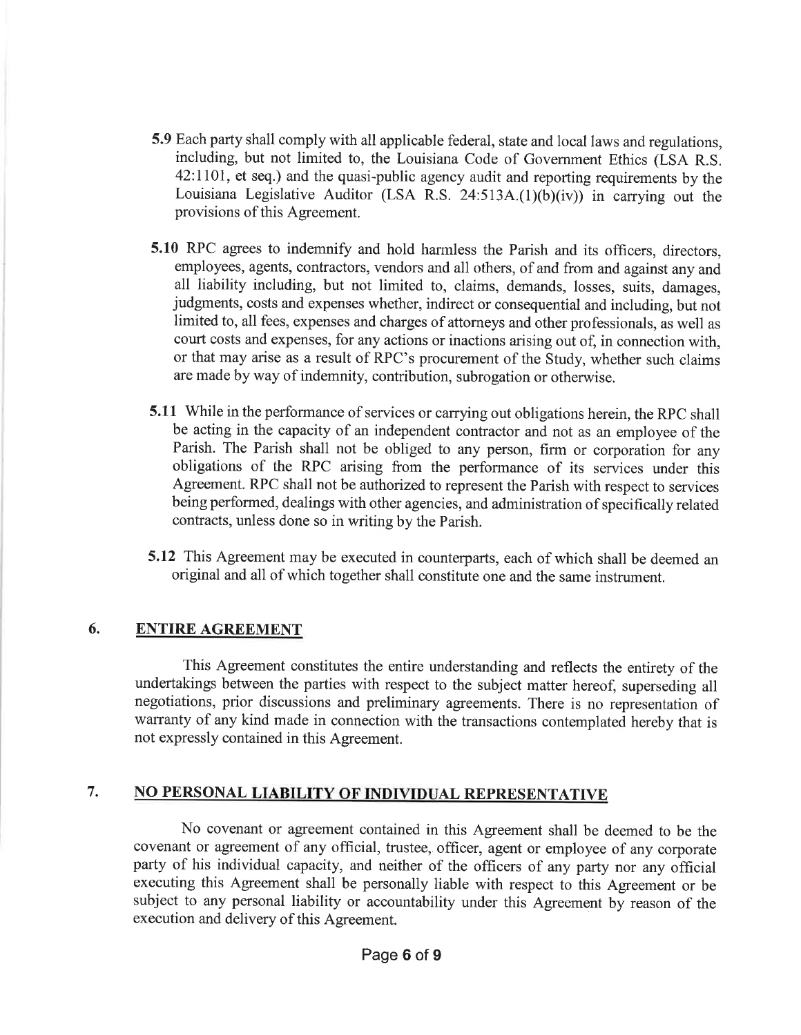**5.9** Each party shall comply with all applicable federal, state and local laws and regulations, including, but not limited to, the Louisiana Code of Government Ethics (LSA R.S. 42:1101, et seq.) and the quasi-public agency audit and reporting requirements by the Louisiana Legislative Auditor (LSA R.S. 24:513A.(1)(b)(iv)) in carrying out the provisions of this Agreement.

**5.10** RPC agrees to indemnify and hold harmless the Parish and its officers, directors, employees, agents, contractors, vendors and all others, of and from and against any and all liability including, but not limited to, claims, demands, losses, suits, damages, judgments, costs and expenses whether, indirect or consequential and including, but not limited to, all fees, expenses and charges of attorneys and other professionals, as well as court costs and expenses, for any actions or inactions arising out of, in connection with, or that may arise as a result of RPC's procurement of the Study, whether such claims are made by way of indemnity, contribution, subrogation or otherwise.

**5.11** While in the performance of services or carrying out obligations herein, the RPC shall be acting in the capacity of an independent contractor and not as an employee of the Parish. The Parish shall not be obliged to any person, firm or corporation for any obligations of the RPC arising from the performance of its services under this Agreement. RPC shall not be authorized to represent the Parish with respect to services being performed, dealings with other agencies, and administration of specifically related contracts, unless done so in writing by the Parish.

**5.12** This Agreement may be executed in counterparts, each of which shall be deemed an original and all of which together shall constitute one and the same instrument.

## 6. ENTIRE AGREEMENT

This Agreement constitutes the entire understanding and reflects the entirety of the undertakings between the parties with respect to the subject matter hereof, superseding all negotiations, prior discussions and preliminary agreements. There is no representation of warranty of any kind made in connection with the transactions contemplated hereby that is not expressly contained in this Agreement.

## 7. NO PERSONAL LIABILITY OF INDIVIDUAL REPRESENTATIVE

No covenant or agreement contained in this Agreement shall be deemed to be the covenant or agreement of any official, trustee, officer, agent or employee of any corporate party of his individual capacity, and neither of the officers of any party nor any official executing this Agreement shall be personally liable with respect to this Agreement or be subject to any personal liability or accountability under this Agreement by reason of the execution and delivery of this Agreement.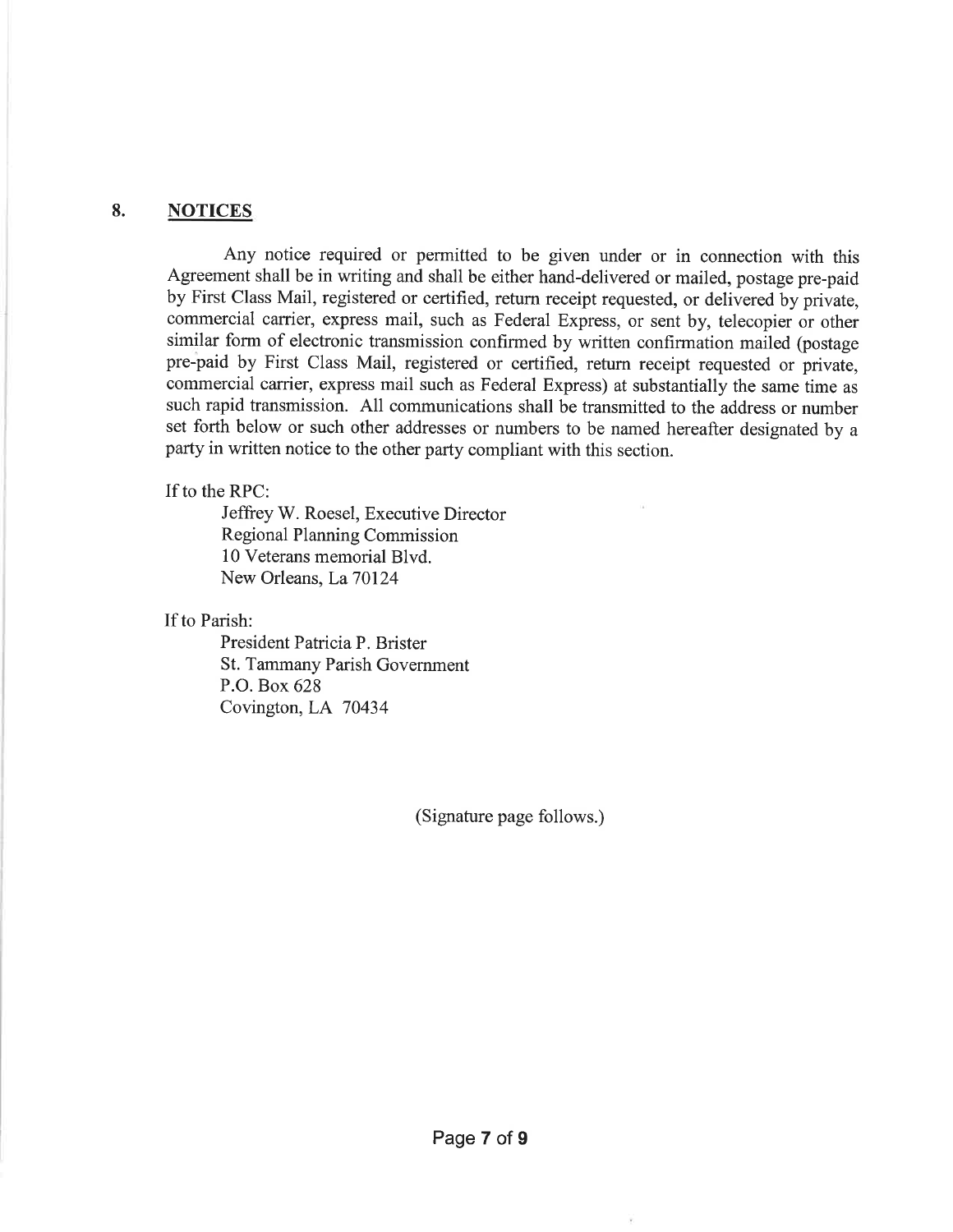## 8. NOTICES

Any notice required or permitted to be given under or in connection with this Agreement shall be in writing and shall be either hand-delivered or mailed, postage pre-paid by First Class Mail, registered or certified, return receipt requested, or delivered by private, commercial carrier, express mail, such as Federal Express, or sent by, telecopier or other similar form of electronic transmission confirmed by written confirmation mailed (postage pre-paid by First Class Mail, registered or certified, return receipt requested or private, commercial carrier, express mail such as Federal Express) at substantially the same time as such rapid transmission. All communications shall be transmitted to the address or number set forth below or such other addresses or numbers to be named hereafter designated by a party in written notice to the other party compliant with this section.

If to the RPC:

Jeffrey W. Roesel, Executive Director
Regional Planning Commission
10 Veterans memorial Blvd.
New Orleans, La 70124

If to Parish:

President Patricia P. Brister
St. Tammany Parish Government
P.O. Box 628
Covington, LA 70434

(Signature page follows.)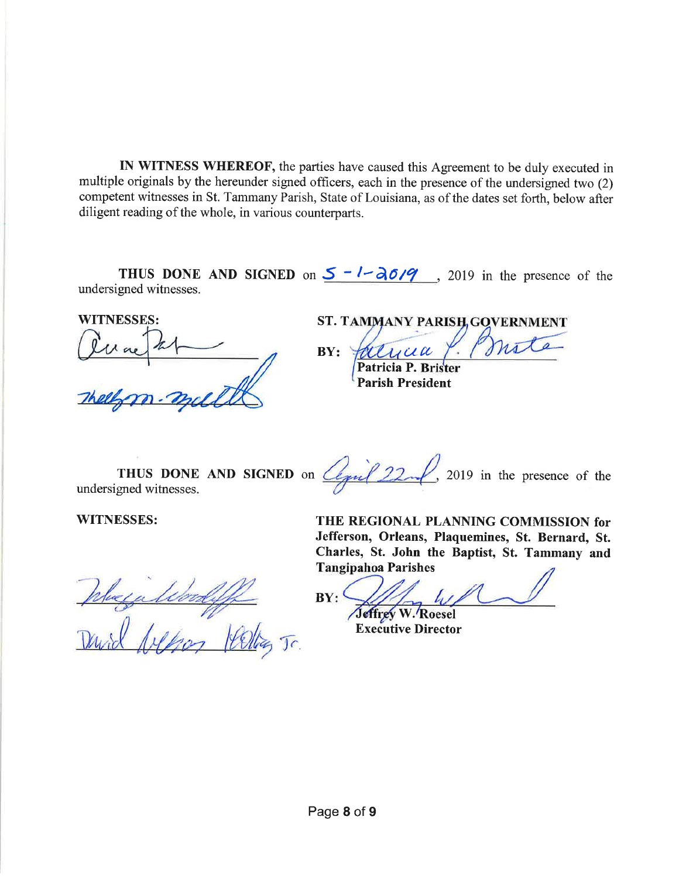**IN WITNESS WHEREOF,** the parties have caused this Agreement to be duly executed in multiple originals by the hereunder signed officers, each in the presence of the undersigned two (2) competent witnesses in St. Tammany Parish, State of Louisiana, as of the dates set forth, below after diligent reading of the whole, in various counterparts.

**THUS DONE AND SIGNED** on 5-1-2019, 2019 in the presence of the undersigned witnesses.

**WITNESSES:**

______________________________

______________________________

**ST. TAMMANY PARISH GOVERNMENT**

**BY:** ______________________________
**Patricia P. Brister**
**Parish President**

**THUS DONE AND SIGNED** on April 22nd, 2019 in the presence of the undersigned witnesses.

**WITNESSES:**

______________________________

David Nelson Holtz Jr.

**THE REGIONAL PLANNING COMMISSION for Jefferson, Orleans, Plaquemines, St. Bernard, St. Charles, St. John the Baptist, St. Tammany and Tangipahoa Parishes**

**BY:** ______________________________
**Jeffrey W. Roesel**
**Executive Director**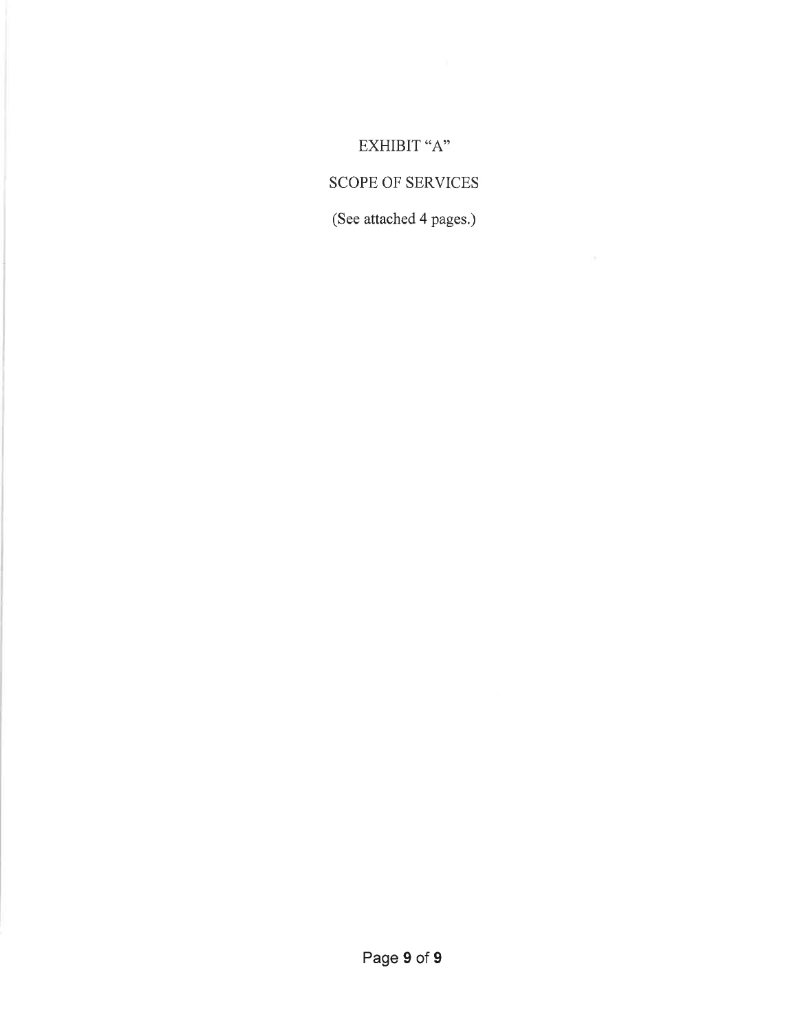# EXHIBIT "A"

## SCOPE OF SERVICES

(See attached 4 pages.)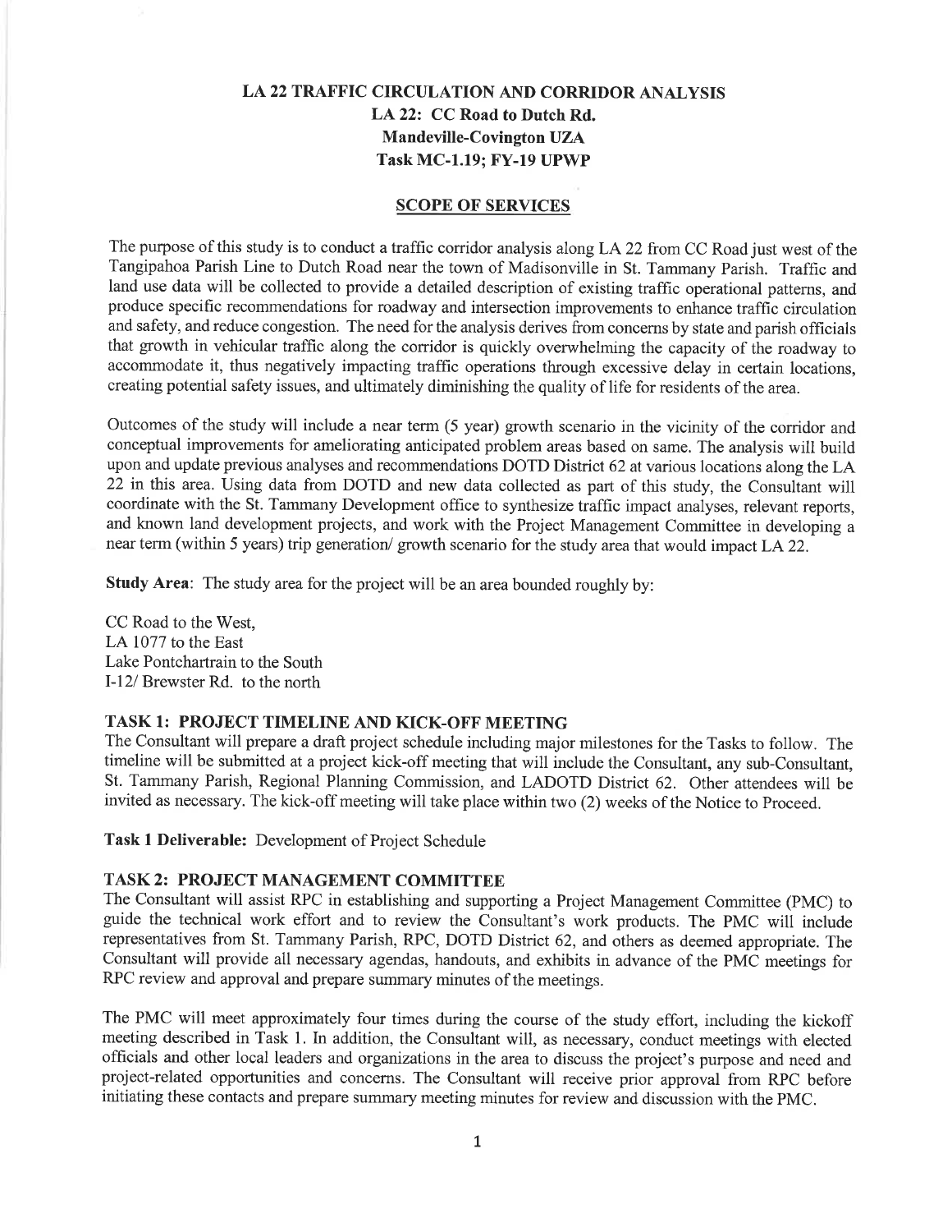# LA 22 TRAFFIC CIRCULATION AND CORRIDOR ANALYSIS
## LA 22: CC Road to Dutch Rd.
## Mandeville-Covington UZA
## Task MC-1.19; FY-19 UPWP

### SCOPE OF SERVICES

The purpose of this study is to conduct a traffic corridor analysis along LA 22 from CC Road just west of the Tangipahoa Parish Line to Dutch Road near the town of Madisonville in St. Tammany Parish. Traffic and land use data will be collected to provide a detailed description of existing traffic operational patterns, and produce specific recommendations for roadway and intersection improvements to enhance traffic circulation and safety, and reduce congestion. The need for the analysis derives from concerns by state and parish officials that growth in vehicular traffic along the corridor is quickly overwhelming the capacity of the roadway to accommodate it, thus negatively impacting traffic operations through excessive delay in certain locations, creating potential safety issues, and ultimately diminishing the quality of life for residents of the area.

Outcomes of the study will include a near term (5 year) growth scenario in the vicinity of the corridor and conceptual improvements for ameliorating anticipated problem areas based on same. The analysis will build upon and update previous analyses and recommendations DOTD District 62 at various locations along the LA 22 in this area. Using data from DOTD and new data collected as part of this study, the Consultant will coordinate with the St. Tammany Development office to synthesize traffic impact analyses, relevant reports, and known land development projects, and work with the Project Management Committee in developing a near term (within 5 years) trip generation/ growth scenario for the study area that would impact LA 22.

**Study Area**: The study area for the project will be an area bounded roughly by:

CC Road to the West,
LA 1077 to the East
Lake Pontchartrain to the South
I-12/ Brewster Rd. to the north

### TASK 1: PROJECT TIMELINE AND KICK-OFF MEETING

The Consultant will prepare a draft project schedule including major milestones for the Tasks to follow. The timeline will be submitted at a project kick-off meeting that will include the Consultant, any sub-Consultant, St. Tammany Parish, Regional Planning Commission, and LADOTD District 62. Other attendees will be invited as necessary. The kick-off meeting will take place within two (2) weeks of the Notice to Proceed.

**Task 1 Deliverable:** Development of Project Schedule

### TASK 2: PROJECT MANAGEMENT COMMITTEE

The Consultant will assist RPC in establishing and supporting a Project Management Committee (PMC) to guide the technical work effort and to review the Consultant's work products. The PMC will include representatives from St. Tammany Parish, RPC, DOTD District 62, and others as deemed appropriate. The Consultant will provide all necessary agendas, handouts, and exhibits in advance of the PMC meetings for RPC review and approval and prepare summary minutes of the meetings.

The PMC will meet approximately four times during the course of the study effort, including the kickoff meeting described in Task 1. In addition, the Consultant will, as necessary, conduct meetings with elected officials and other local leaders and organizations in the area to discuss the project's purpose and need and project-related opportunities and concerns. The Consultant will receive prior approval from RPC before initiating these contacts and prepare summary meeting minutes for review and discussion with the PMC.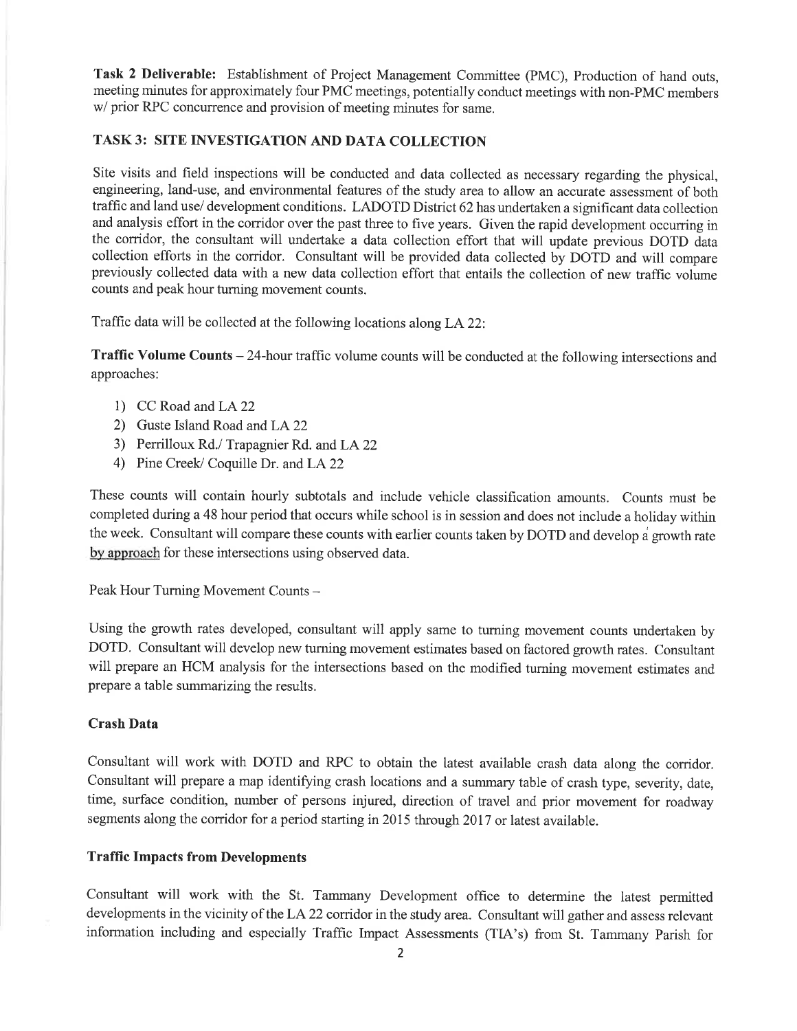**Task 2 Deliverable:** Establishment of Project Management Committee (PMC), Production of hand outs, meeting minutes for approximately four PMC meetings, potentially conduct meetings with non-PMC members w/ prior RPC concurrence and provision of meeting minutes for same.

## TASK 3: SITE INVESTIGATION AND DATA COLLECTION

Site visits and field inspections will be conducted and data collected as necessary regarding the physical, engineering, land-use, and environmental features of the study area to allow an accurate assessment of both traffic and land use/ development conditions. LADOTD District 62 has undertaken a significant data collection and analysis effort in the corridor over the past three to five years. Given the rapid development occurring in the corridor, the consultant will undertake a data collection effort that will update previous DOTD data collection efforts in the corridor. Consultant will be provided data collected by DOTD and will compare previously collected data with a new data collection effort that entails the collection of new traffic volume counts and peak hour turning movement counts.

Traffic data will be collected at the following locations along LA 22:

**Traffic Volume Counts** – 24-hour traffic volume counts will be conducted at the following intersections and approaches:

1) CC Road and LA 22
2) Guste Island Road and LA 22
3) Perrilloux Rd./ Trapagnier Rd. and LA 22
4) Pine Creek/ Coquille Dr. and LA 22

These counts will contain hourly subtotals and include vehicle classification amounts. Counts must be completed during a 48 hour period that occurs while school is in session and does not include a holiday within the week. Consultant will compare these counts with earlier counts taken by DOTD and develop a growth rate by approach for these intersections using observed data.

Peak Hour Turning Movement Counts –

Using the growth rates developed, consultant will apply same to turning movement counts undertaken by DOTD. Consultant will develop new turning movement estimates based on factored growth rates. Consultant will prepare an HCM analysis for the intersections based on the modified turning movement estimates and prepare a table summarizing the results.

### Crash Data

Consultant will work with DOTD and RPC to obtain the latest available crash data along the corridor. Consultant will prepare a map identifying crash locations and a summary table of crash type, severity, date, time, surface condition, number of persons injured, direction of travel and prior movement for roadway segments along the corridor for a period starting in 2015 through 2017 or latest available.

### Traffic Impacts from Developments

Consultant will work with the St. Tammany Development office to determine the latest permitted developments in the vicinity of the LA 22 corridor in the study area. Consultant will gather and assess relevant information including and especially Traffic Impact Assessments (TIA's) from St. Tammany Parish for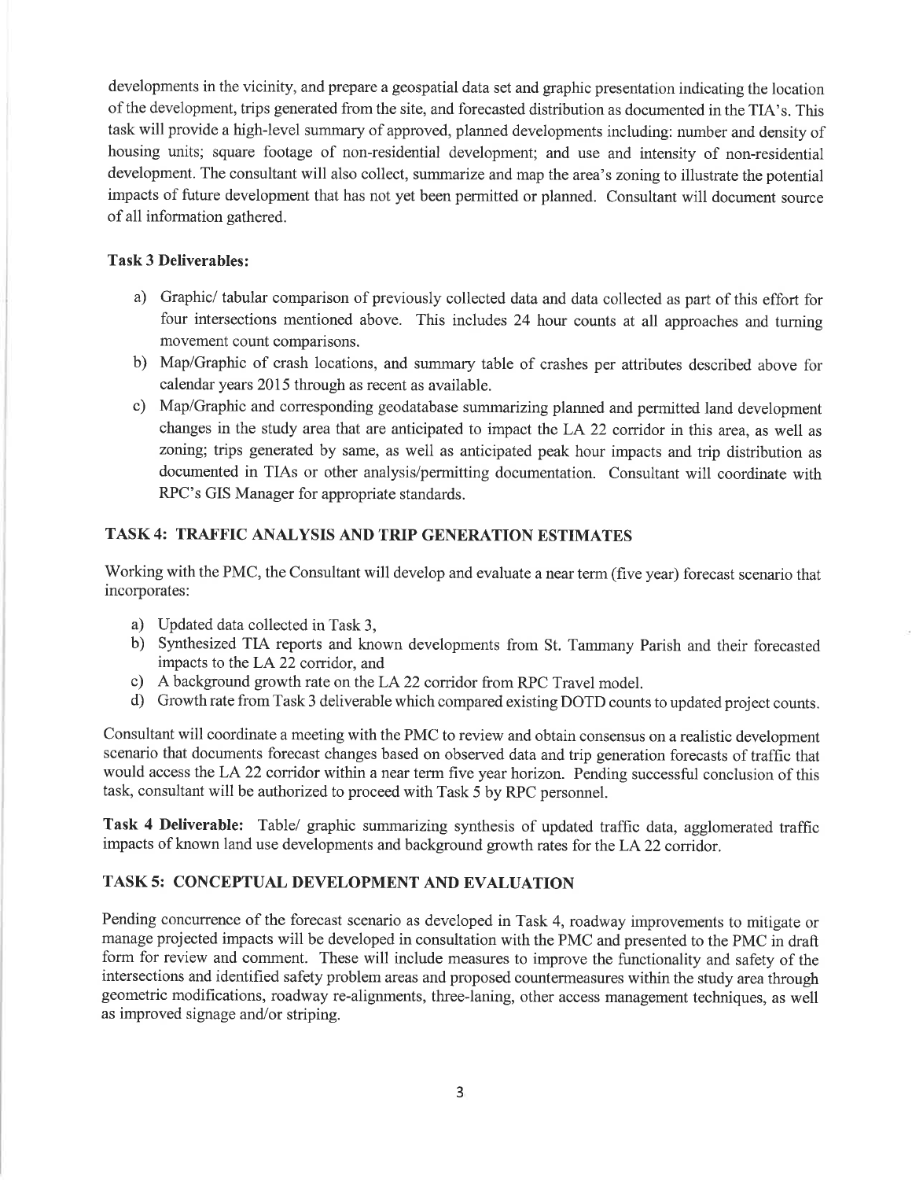developments in the vicinity, and prepare a geospatial data set and graphic presentation indicating the location of the development, trips generated from the site, and forecasted distribution as documented in the TIA's. This task will provide a high-level summary of approved, planned developments including: number and density of housing units; square footage of non-residential development; and use and intensity of non-residential development. The consultant will also collect, summarize and map the area's zoning to illustrate the potential impacts of future development that has not yet been permitted or planned. Consultant will document source of all information gathered.

**Task 3 Deliverables:**

a) Graphic/ tabular comparison of previously collected data and data collected as part of this effort for four intersections mentioned above. This includes 24 hour counts at all approaches and turning movement count comparisons.
b) Map/Graphic of crash locations, and summary table of crashes per attributes described above for calendar years 2015 through as recent as available.
c) Map/Graphic and corresponding geodatabase summarizing planned and permitted land development changes in the study area that are anticipated to impact the LA 22 corridor in this area, as well as zoning; trips generated by same, as well as anticipated peak hour impacts and trip distribution as documented in TIAs or other analysis/permitting documentation. Consultant will coordinate with RPC's GIS Manager for appropriate standards.

## TASK 4: TRAFFIC ANALYSIS AND TRIP GENERATION ESTIMATES

Working with the PMC, the Consultant will develop and evaluate a near term (five year) forecast scenario that incorporates:

a) Updated data collected in Task 3,
b) Synthesized TIA reports and known developments from St. Tammany Parish and their forecasted impacts to the LA 22 corridor, and
c) A background growth rate on the LA 22 corridor from RPC Travel model.
d) Growth rate from Task 3 deliverable which compared existing DOTD counts to updated project counts.

Consultant will coordinate a meeting with the PMC to review and obtain consensus on a realistic development scenario that documents forecast changes based on observed data and trip generation forecasts of traffic that would access the LA 22 corridor within a near term five year horizon. Pending successful conclusion of this task, consultant will be authorized to proceed with Task 5 by RPC personnel.

**Task 4 Deliverable:** Table/ graphic summarizing synthesis of updated traffic data, agglomerated traffic impacts of known land use developments and background growth rates for the LA 22 corridor.

## TASK 5: CONCEPTUAL DEVELOPMENT AND EVALUATION

Pending concurrence of the forecast scenario as developed in Task 4, roadway improvements to mitigate or manage projected impacts will be developed in consultation with the PMC and presented to the PMC in draft form for review and comment. These will include measures to improve the functionality and safety of the intersections and identified safety problem areas and proposed countermeasures within the study area through geometric modifications, roadway re-alignments, three-laning, other access management techniques, as well as improved signage and/or striping.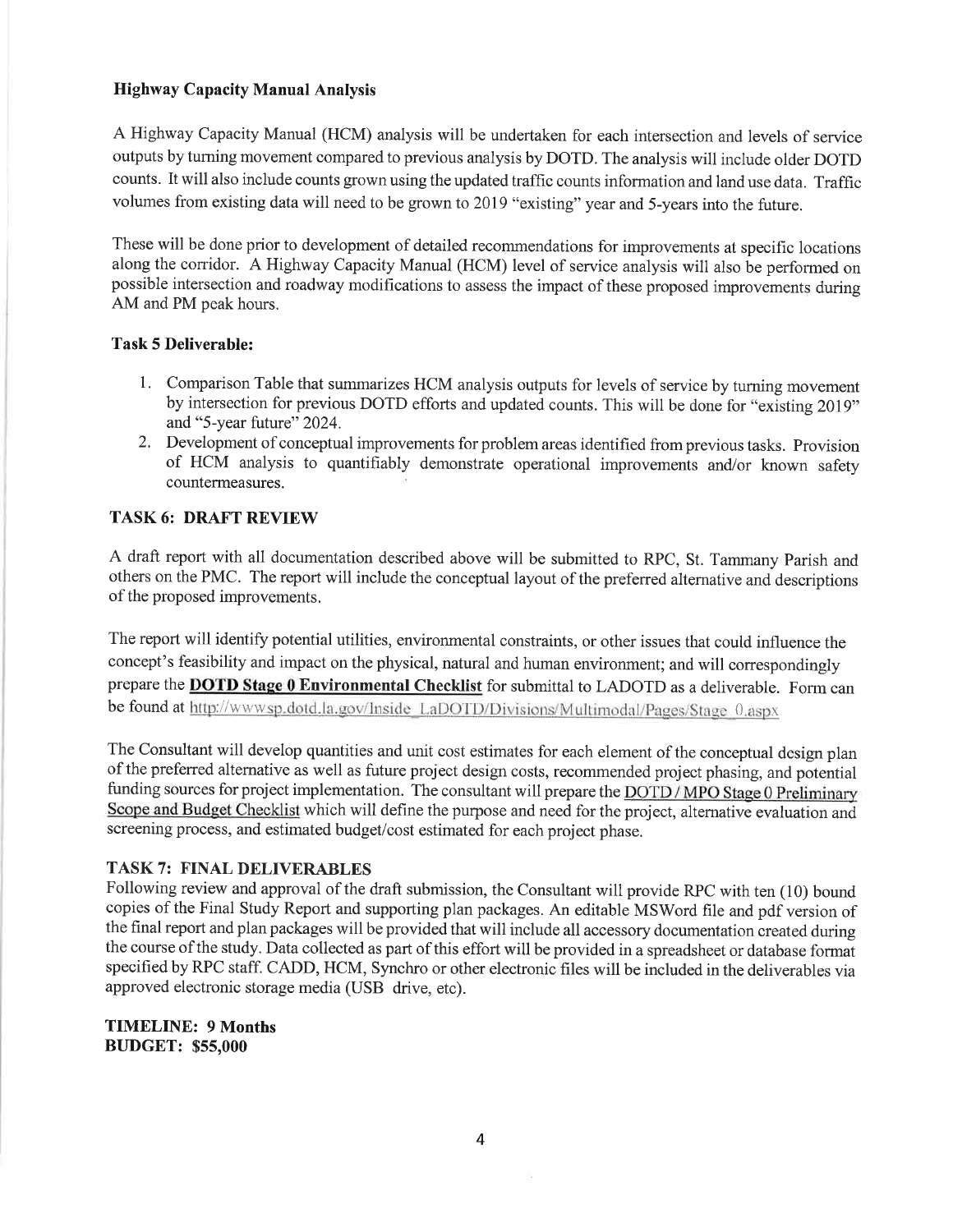### Highway Capacity Manual Analysis

A Highway Capacity Manual (HCM) analysis will be undertaken for each intersection and levels of service outputs by turning movement compared to previous analysis by DOTD. The analysis will include older DOTD counts. It will also include counts grown using the updated traffic counts information and land use data. Traffic volumes from existing data will need to be grown to 2019 "existing" year and 5-years into the future.

These will be done prior to development of detailed recommendations for improvements at specific locations along the corridor. A Highway Capacity Manual (HCM) level of service analysis will also be performed on possible intersection and roadway modifications to assess the impact of these proposed improvements during AM and PM peak hours.

### Task 5 Deliverable:

1. Comparison Table that summarizes HCM analysis outputs for levels of service by turning movement by intersection for previous DOTD efforts and updated counts. This will be done for "existing 2019" and "5-year future" 2024.
2. Development of conceptual improvements for problem areas identified from previous tasks. Provision of HCM analysis to quantifiably demonstrate operational improvements and/or known safety countermeasures.

## TASK 6: DRAFT REVIEW

A draft report with all documentation described above will be submitted to RPC, St. Tammany Parish and others on the PMC. The report will include the conceptual layout of the preferred alternative and descriptions of the proposed improvements.

The report will identify potential utilities, environmental constraints, or other issues that could influence the concept's feasibility and impact on the physical, natural and human environment; and will correspondingly prepare the **DOTD Stage 0 Environmental Checklist** for submittal to LADOTD as a deliverable. Form can be found at http://wwwsp.dotd.la.gov/Inside_LaDOTD/Divisions/Multimodal/Pages/Stage_0.aspx

The Consultant will develop quantities and unit cost estimates for each element of the conceptual design plan of the preferred alternative as well as future project design costs, recommended project phasing, and potential funding sources for project implementation. The consultant will prepare the DOTD / MPO Stage 0 Preliminary Scope and Budget Checklist which will define the purpose and need for the project, alternative evaluation and screening process, and estimated budget/cost estimated for each project phase.

## TASK 7: FINAL DELIVERABLES

Following review and approval of the draft submission, the Consultant will provide RPC with ten (10) bound copies of the Final Study Report and supporting plan packages. An editable MSWord file and pdf version of the final report and plan packages will be provided that will include all accessory documentation created during the course of the study. Data collected as part of this effort will be provided in a spreadsheet or database format specified by RPC staff. CADD, HCM, Synchro or other electronic files will be included in the deliverables via approved electronic storage media (USB drive, etc).

**TIMELINE: 9 Months**
**BUDGET: $55,000**